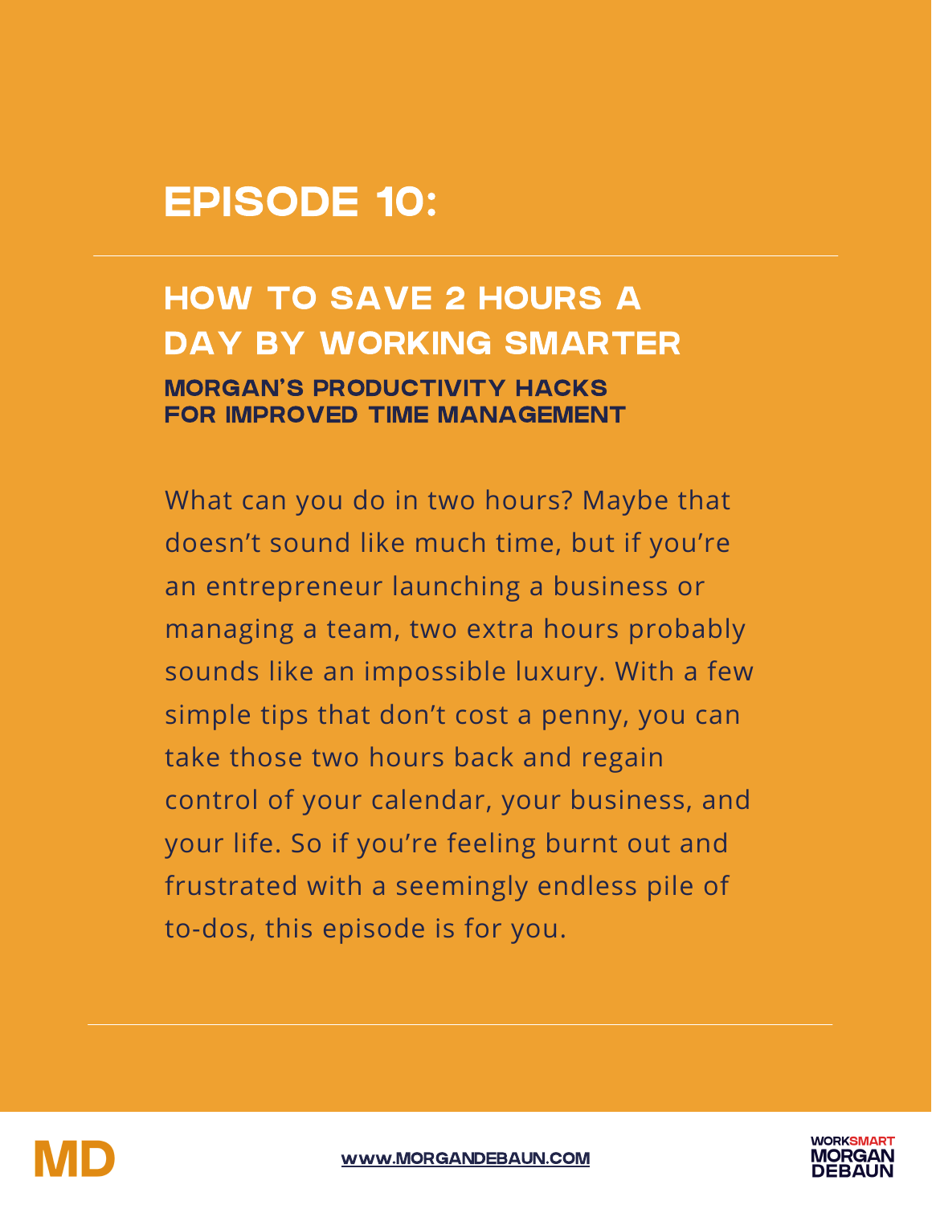# EPISODE 10:

## HOW TO SAVE 2 HOURS A DAY BY WORKING SMARTER

### MORGAN'S PRODUCTIVITY HACKS FOR IMPROVED TIME MANAGEMENT

What can you do in two hours? Maybe that doesn't sound like much time, but if you're an entrepreneur launching a business or managing a team, two extra hours probably sounds like an impossible luxury. With a few simple tips that don't cost a penny, you can take those two hours back and regain control of your calendar, your business, and your life. So if you're feeling burnt out and frustrated with a seemingly endless pile of to-dos, this episode is for you.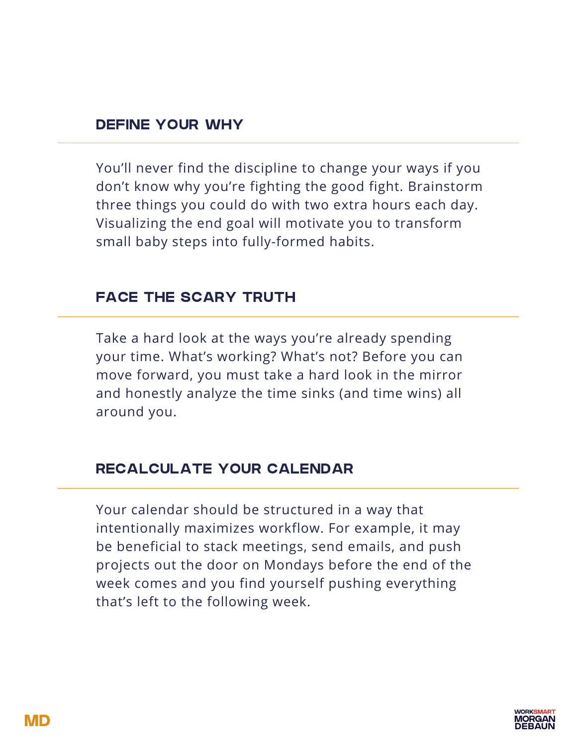## DEFINE YOUR WHY

You'll never find the discipline to change your ways if you don't know why you're fighting the good fight. Brainstorm three things you could do with two extra hours each day. Visualizing the end goal will motivate you to transform small baby steps into fully-formed habits.

## FACE THE SCARY TRUTH

Take a hard look at the ways you're already spending your time. What's working? What's not? Before you can move forward, you must take a hard look in the mirror and honestly analyze the time sinks (and time wins) all around you.

## RECALCULATE YOUR CALENDAR

Your calendar should be structured in a way that intentionally maximizes workflow. For example, it may be beneficial to stack meetings, send emails, and push projects out the door on Mondays before the end of the week comes and you find yourself pushing everything that's left to the following week.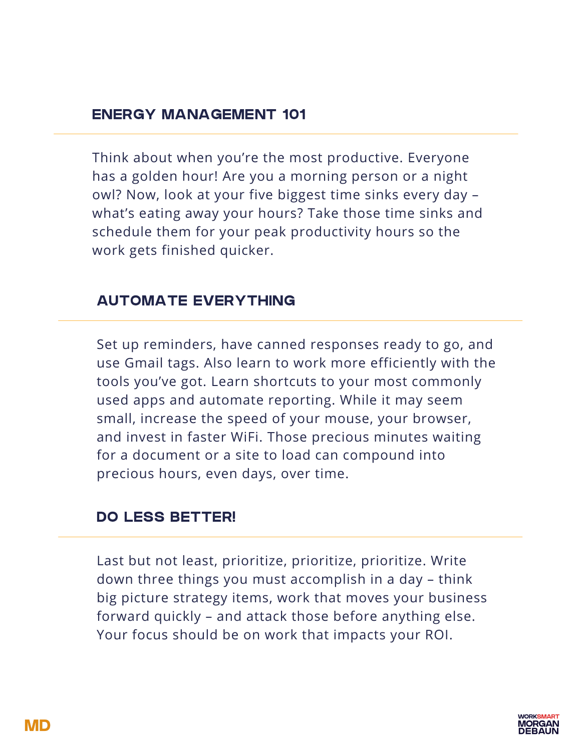## ENERGY MANAGEMENT 101

Think about when you're the most productive. Everyone has a golden hour! Are you a morning person or a night owl? Now, look at your five biggest time sinks every day – what's eating away your hours? Take those time sinks and schedule them for your peak productivity hours so the work gets finished quicker.

## AUTOMATE EVERYTHING

Set up reminders, have canned responses ready to go, and use Gmail tags. Also learn to work more efficiently with the tools you've got. Learn shortcuts to your most commonly used apps and automate reporting. While it may seem small, increase the speed of your mouse, your browser, and invest in faster WiFi. Those precious minutes waiting for a document or a site to load can compound into precious hours, even days, over time.

## DO LESS BETTER!

Last but not least, prioritize, prioritize, prioritize. Write down three things you must accomplish in a day – think big picture strategy items, work that moves your business forward quickly – and attack those before anything else. Your focus should be on work that impacts your ROI.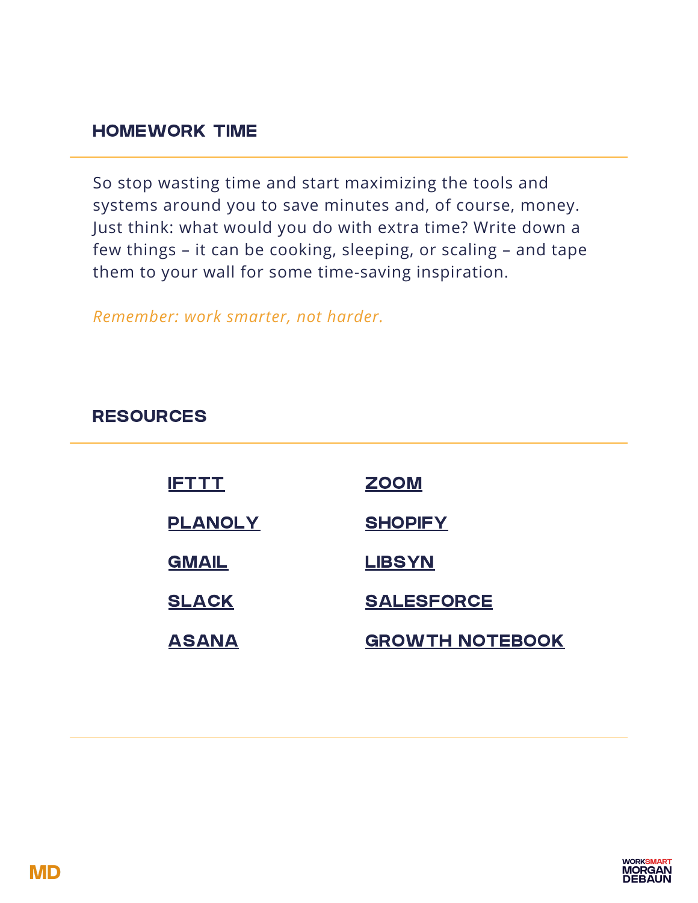## HOMEWORK TIME

So stop wasting time and start maximizing the tools and systems around you to save minutes and, of course, money. Just think: what would you do with extra time? Write down a few things – it can be cooking, sleeping, or scaling – and tape them to your wall for some time-saving inspiration.

*Remember: work smarter, not harder.*

## RESOURCES

- IFTTT
- PLANOLY
- GMAIL
- SLACK
- ASANA
- ZOOM
- SHOPIFY
- LIBSYN
- SALESFORCE
- GROWTH NOTEBOOK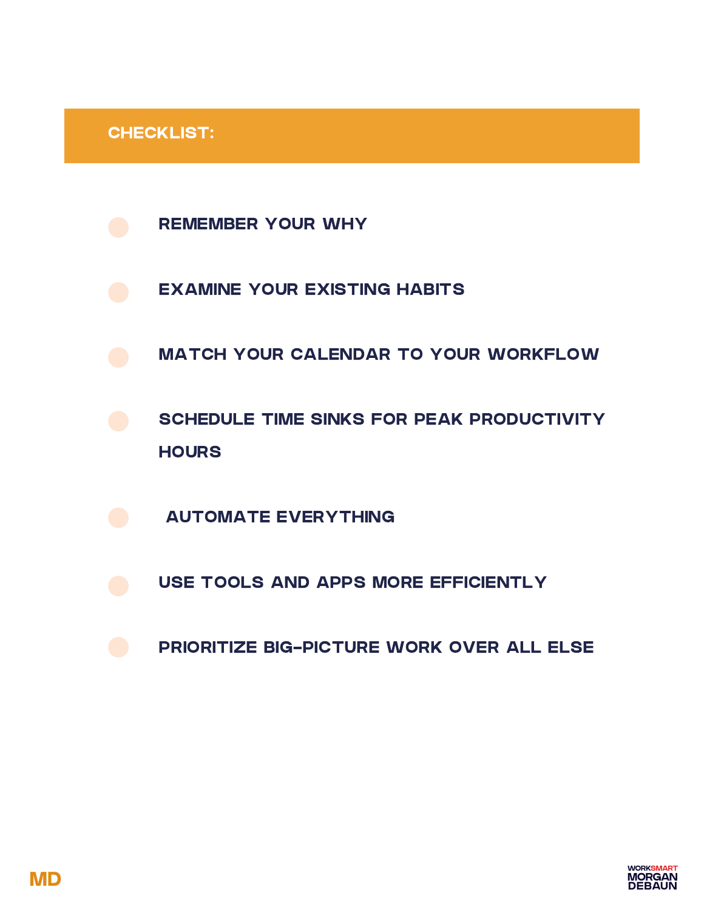## CHECKLIST:

- REMEMBER YOUR WHY
- EXAMINE YOUR EXISTING HABITS
- MATCH YOUR CALENDAR TO YOUR WORKFLOW
- SCHEDULE TIME SINKS FOR PEAK PRODUCTIVITY HOURS
- AUTOMATE EVERYTHING
- USE TOOLS AND APPS MORE EFFICIENTLY
- PRIORITIZE BIG-PICTURE WORK OVER ALL ELSE